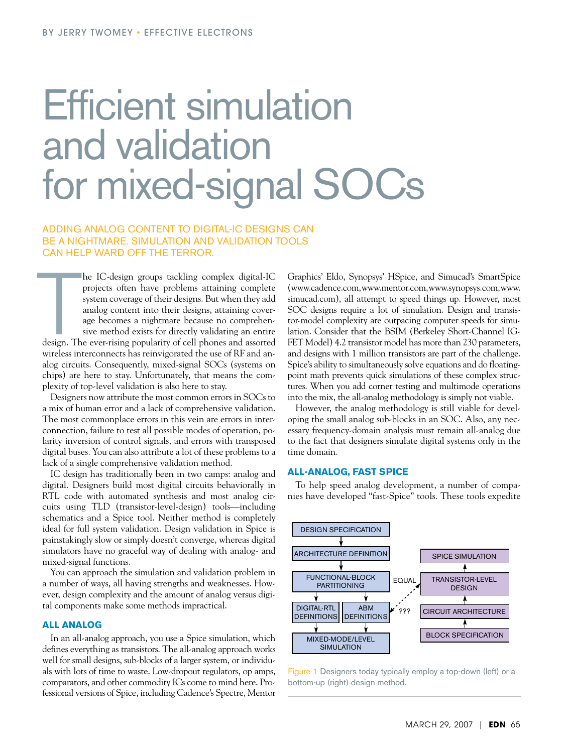BY JERRY TWOMEY • EFFECTIVE ELECTRONS

# Efficient simulation and validation for mixed-signal SOCs

ADDING ANALOG CONTENT TO DIGITAL-IC DESIGNS CAN BE A NIGHTMARE. SIMULATION AND VALIDATION TOOLS CAN HELP WARD OFF THE TERROR.

The IC-design groups tackling complex digital-IC projects often have problems attaining complete system coverage of their designs. But when they add analog content into their designs, attaining coverage becomes a nightmare because no comprehensive method exists for directly validating an entire design. The ever-rising popularity of cell phones and assorted wireless interconnects has reinvigorated the use of RF and analog circuits. Consequently, mixed-signal SOCs (systems on chips) are here to stay. Unfortunately, that means the complexity of top-level validation is also here to stay.

Designers now attribute the most common errors in SOCs to a mix of human error and a lack of comprehensive validation. The most commonplace errors in this vein are errors in interconnection, failure to test all possible modes of operation, polarity inversion of control signals, and errors with transposed digital buses. You can also attribute a lot of these problems to a lack of a single comprehensive validation method.

IC design has traditionally been in two camps: analog and digital. Designers build most digital circuits behaviorally in RTL code with automated synthesis and most analog circuits using TLD (transistor-level-design) tools—including schematics and a Spice tool. Neither method is completely ideal for full system validation. Design validation in Spice is painstakingly slow or simply doesn't converge, whereas digital simulators have no graceful way of dealing with analog- and mixed-signal functions.

You can approach the simulation and validation problem in a number of ways, all having strengths and weaknesses. However, design complexity and the amount of analog versus digital components make some methods impractical.

## ALL ANALOG

In an all-analog approach, you use a Spice simulation, which defines everything as transistors. The all-analog approach works well for small designs, sub-blocks of a larger system, or individuals with lots of time to waste. Low-dropout regulators, op amps, comparators, and other commodity ICs come to mind here. Professional versions of Spice, including Cadence's Spectre, Mentor Graphics' Eldo, Synopsys' HSpice, and Simucad's SmartSpice (www.cadence.com, www.mentor.com, www.synopsys.com, www.simucad.com), all attempt to speed things up. However, most SOC designs require a lot of simulation. Design and transistor-model complexity are outpacing computer speeds for simulation. Consider that the BSIM (Berkeley Short-Channel IGFET Model) 4.2 transistor model has more than 230 parameters, and designs with 1 million transistors are part of the challenge. Spice's ability to simultaneously solve equations and do floating-point math prevents quick simulations of these complex structures. When you add corner testing and multimode operations into the mix, the all-analog methodology is simply not viable.

However, the analog methodology is still viable for developing the small analog sub-blocks in an SOC. Also, any necessary frequency-domain analysis must remain all-analog due to the fact that designers simulate digital systems only in the time domain.

## ALL-ANALOG, FAST SPICE

To help speed analog development, a number of companies have developed "fast-Spice" tools. These tools expedite

DESIGN SPECIFICATION → ARCHITECTURE DEFINITION → FUNCTIONAL-BLOCK PARTITIONING → DIGITAL-RTL DEFINITIONS / ABM DEFINITIONS → MIXED-MODE/LEVEL SIMULATION

BLOCK SPECIFICATION → CIRCUIT ARCHITECTURE → TRANSISTOR-LEVEL DESIGN → SPICE SIMULATION

FUNCTIONAL-BLOCK PARTITIONING — EQUAL — TRANSISTOR-LEVEL DESIGN; ABM DEFINITIONS — ??? — TRANSISTOR-LEVEL DESIGN

Figure 1 Designers today typically employ a top-down (left) or a bottom-up (right) design method.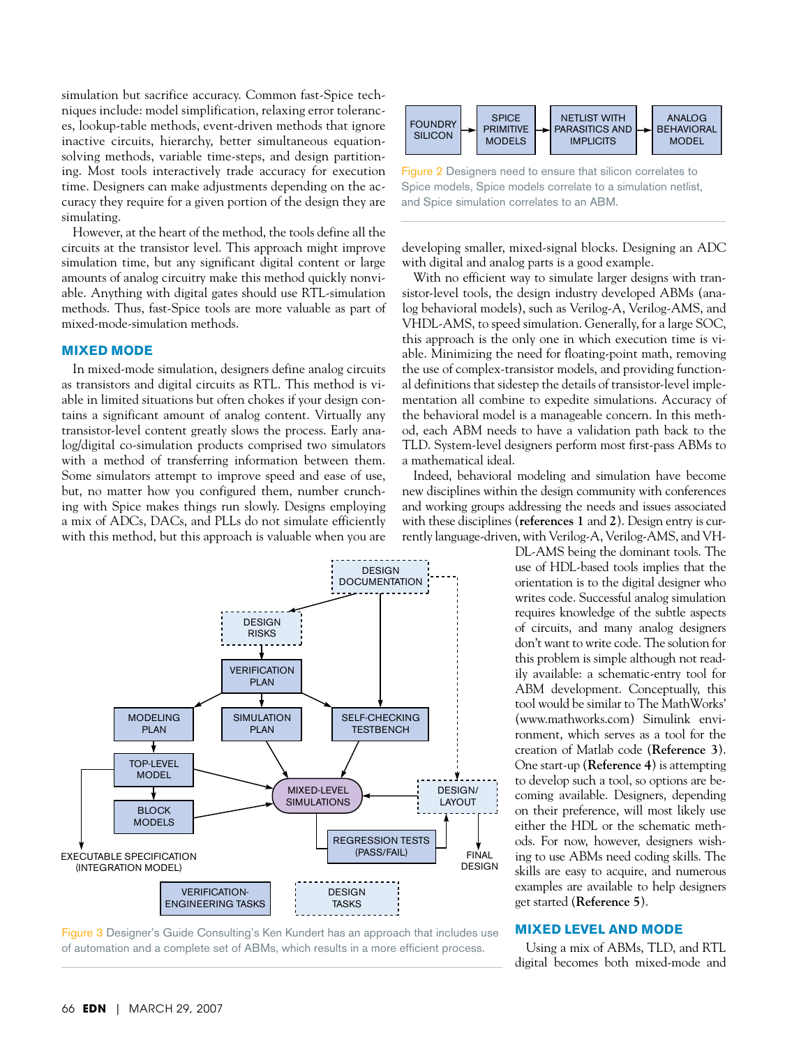simulation but sacrifice accuracy. Common fast-Spice techniques include: model simplification, relaxing error tolerances, lookup-table methods, event-driven methods that ignore inactive circuits, hierarchy, better simultaneous equation-solving methods, variable time-steps, and design partitioning. Most tools interactively trade accuracy for execution time. Designers can make adjustments depending on the accuracy they require for a given portion of the design they are simulating.

However, at the heart of the method, the tools define all the circuits at the transistor level. This approach might improve simulation time, but any significant digital content or large amounts of analog circuitry make this method quickly nonviable. Anything with digital gates should use RTL-simulation methods. Thus, fast-Spice tools are more valuable as part of mixed-mode-simulation methods.

## MIXED MODE

In mixed-mode simulation, designers define analog circuits as transistors and digital circuits as RTL. This method is viable in limited situations but often chokes if your design contains a significant amount of analog content. Virtually any transistor-level content greatly slows the process. Early analog/digital co-simulation products comprised two simulators with a method of transferring information between them. Some simulators attempt to improve speed and ease of use, but, no matter how you configured them, number crunching with Spice makes things run slowly. Designs employing a mix of ADCs, DACs, and PLLs do not simulate efficiently with this method, but this approach is valuable when you are developing smaller, mixed-signal blocks. Designing an ADC with digital and analog parts is a good example.

FOUNDRY SILICON → SPICE PRIMITIVE MODELS → NETLIST WITH PARASITICS AND IMPLICITS → ANALOG BEHAVIORAL MODEL

Figure 2 Designers need to ensure that silicon correlates to Spice models, Spice models correlate to a simulation netlist, and Spice simulation correlates to an ABM.

With no efficient way to simulate larger designs with transistor-level tools, the design industry developed ABMs (analog behavioral models), such as Verilog-A, Verilog-AMS, and VHDL-AMS, to speed simulation. Generally, for a large SOC, this approach is the only one in which execution time is viable. Minimizing the need for floating-point math, removing the use of complex-transistor models, and providing functional definitions that sidestep the details of transistor-level implementation all combine to expedite simulations. Accuracy of the behavioral model is a manageable concern. In this method, each ABM needs to have a validation path back to the TLD. System-level designers perform most first-pass ABMs to a mathematical ideal.

Indeed, behavioral modeling and simulation have become new disciplines within the design community with conferences and working groups addressing the needs and issues associated with these disciplines (**references 1** and **2**). Design entry is currently language-driven, with Verilog-A, Verilog-AMS, and VHDL-AMS being the dominant tools. The use of HDL-based tools implies that the orientation is to the digital designer who writes code. Successful analog simulation requires knowledge of the subtle aspects of circuits, and many analog designers don't want to write code. The solution for this problem is simple although not readily available: a schematic-entry tool for ABM development. Conceptually, this tool would be similar to The MathWorks' (www.mathworks.com) Simulink environment, which serves as a tool for the creation of Matlab code (**Reference 3**). One start-up (**Reference 4**) is attempting to develop such a tool, so options are becoming available. Designers, depending on their preference, will most likely use either the HDL or the schematic methods. For now, however, designers wishing to use ABMs need coding skills. The skills are easy to acquire, and numerous examples are available to help designers get started (**Reference 5**).

DESIGN DOCUMENTATION; DESIGN RISKS; VERIFICATION PLAN; MODELING PLAN; SIMULATION PLAN; SELF-CHECKING TESTBENCH; TOP-LEVEL MODEL; BLOCK MODELS; MIXED-LEVEL SIMULATIONS; DESIGN/LAYOUT; REGRESSION TESTS (PASS/FAIL); EXECUTABLE SPECIFICATION (INTEGRATION MODEL); FINAL DESIGN; VERIFICATION-ENGINEERING TASKS; DESIGN TASKS

Figure 3 Designer's Guide Consulting's Ken Kundert has an approach that includes use of automation and a complete set of ABMs, which results in a more efficient process.

## MIXED LEVEL AND MODE

Using a mix of ABMs, TLD, and RTL digital becomes both mixed-mode and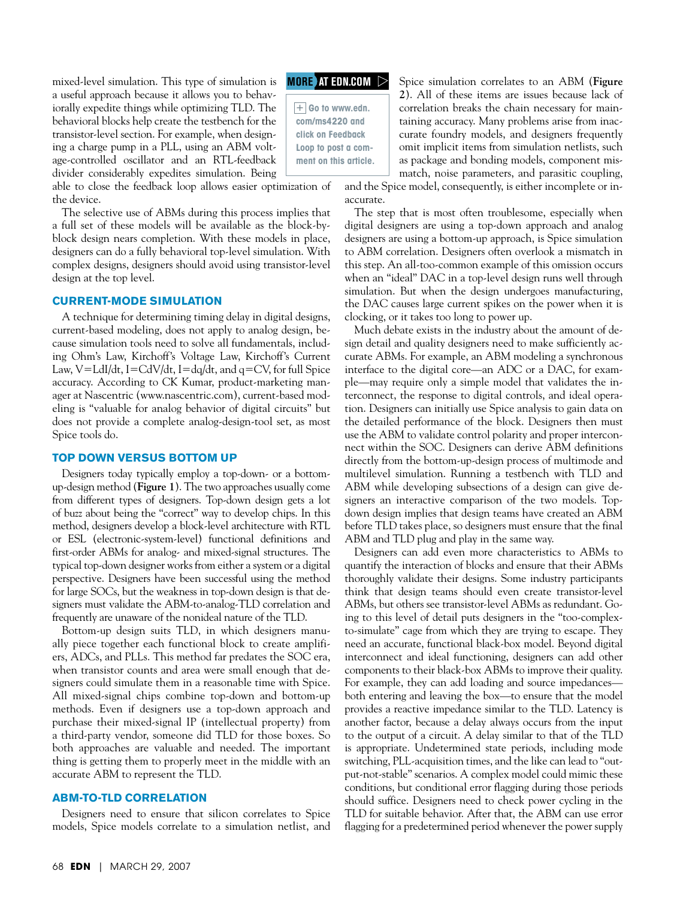mixed-level simulation. This type of simulation is a useful approach because it allows you to behaviorally expedite things while optimizing TLD. The behavioral blocks help create the testbench for the transistor-level section. For example, when designing a charge pump in a PLL, using an ABM voltage-controlled oscillator and an RTL-feedback divider considerably expedites simulation. Being able to close the feedback loop allows easier optimization of the device.

The selective use of ABMs during this process implies that a full set of these models will be available as the block-by-block design nears completion. With these models in place, designers can do a fully behavioral top-level simulation. With complex designs, designers should avoid using transistor-level design at the top level.

**MORE AT EDN.COM**

+ Go to www.edn.com/ms4220 and click on Feedback Loop to post a comment on this article.

## CURRENT-MODE SIMULATION

A technique for determining timing delay in digital designs, current-based modeling, does not apply to analog design, because simulation tools need to solve all fundamentals, including Ohm's Law, Kirchoff's Voltage Law, Kirchoff's Current Law, $V=LdI/dt$, $I=CdV/dt$, $I=dq/dt$, and $q=CV$, for full Spice accuracy. According to CK Kumar, product-marketing manager at Nascentric (www.nascentric.com), current-based modeling is "valuable for analog behavior of digital circuits" but does not provide a complete analog-design-tool set, as most Spice tools do.

## TOP DOWN VERSUS BOTTOM UP

Designers today typically employ a top-down- or a bottom-up-design method (**Figure 1**). The two approaches usually come from different types of designers. Top-down design gets a lot of buzz about being the "correct" way to develop chips. In this method, designers develop a block-level architecture with RTL or ESL (electronic-system-level) functional definitions and first-order ABMs for analog- and mixed-signal structures. The typical top-down designer works from either a system or a digital perspective. Designers have been successful using the method for large SOCs, but the weakness in top-down design is that designers must validate the ABM-to-analog-TLD correlation and frequently are unaware of the nonideal nature of the TLD.

Bottom-up design suits TLD, in which designers manually piece together each functional block to create amplifiers, ADCs, and PLLs. This method far predates the SOC era, when transistor counts and area were small enough that designers could simulate them in a reasonable time with Spice. All mixed-signal chips combine top-down and bottom-up methods. Even if designers use a top-down approach and purchase their mixed-signal IP (intellectual property) from a third-party vendor, someone did TLD for those boxes. So both approaches are valuable and needed. The important thing is getting them to properly meet in the middle with an accurate ABM to represent the TLD.

## ABM-TO-TLD CORRELATION

Designers need to ensure that silicon correlates to Spice models, Spice models correlate to a simulation netlist, and Spice simulation correlates to an ABM (**Figure 2**). All of these items are issues because lack of correlation breaks the chain necessary for maintaining accuracy. Many problems arise from inaccurate foundry models, and designers frequently omit implicit items from simulation netlists, such as package and bonding models, component mismatch, noise parameters, and parasitic coupling, and the Spice model, consequently, is either incomplete or inaccurate.

The step that is most often troublesome, especially when digital designers are using a top-down approach and analog designers are using a bottom-up approach, is Spice simulation to ABM correlation. Designers often overlook a mismatch in this step. An all-too-common example of this omission occurs when an "ideal" DAC in a top-level design runs well through simulation. But when the design undergoes manufacturing, the DAC causes large current spikes on the power when it is clocking, or it takes too long to power up.

Much debate exists in the industry about the amount of design detail and quality designers need to make sufficiently accurate ABMs. For example, an ABM modeling a synchronous interface to the digital core—an ADC or a DAC, for example—may require only a simple model that validates the interconnect, the response to digital controls, and ideal operation. Designers can initially use Spice analysis to gain data on the detailed performance of the block. Designers then must use the ABM to validate control polarity and proper interconnect within the SOC. Designers can derive ABM definitions directly from the bottom-up-design process of multimode and multilevel simulation. Running a testbench with TLD and ABM while developing subsections of a design can give designers an interactive comparison of the two models. Top-down design implies that design teams have created an ABM before TLD takes place, so designers must ensure that the final ABM and TLD plug and play in the same way.

Designers can add even more characteristics to ABMs to quantify the interaction of blocks and ensure that their ABMs thoroughly validate their designs. Some industry participants think that design teams should even create transistor-level ABMs, but others see transistor-level ABMs as redundant. Going to this level of detail puts designers in the "too-complex-to-simulate" cage from which they are trying to escape. They need an accurate, functional black-box model. Beyond digital interconnect and ideal functioning, designers can add other components to their black-box ABMs to improve their quality. For example, they can add loading and source impedances—both entering and leaving the box—to ensure that the model provides a reactive impedance similar to the TLD. Latency is another factor, because a delay always occurs from the input to the output of a circuit. A delay similar to that of the TLD is appropriate. Undetermined state periods, including mode switching, PLL-acquisition times, and the like can lead to "output-not-stable" scenarios. A complex model could mimic these conditions, but conditional error flagging during those periods should suffice. Designers need to check power cycling in the TLD for suitable behavior. After that, the ABM can use error flagging for a predetermined period whenever the power supply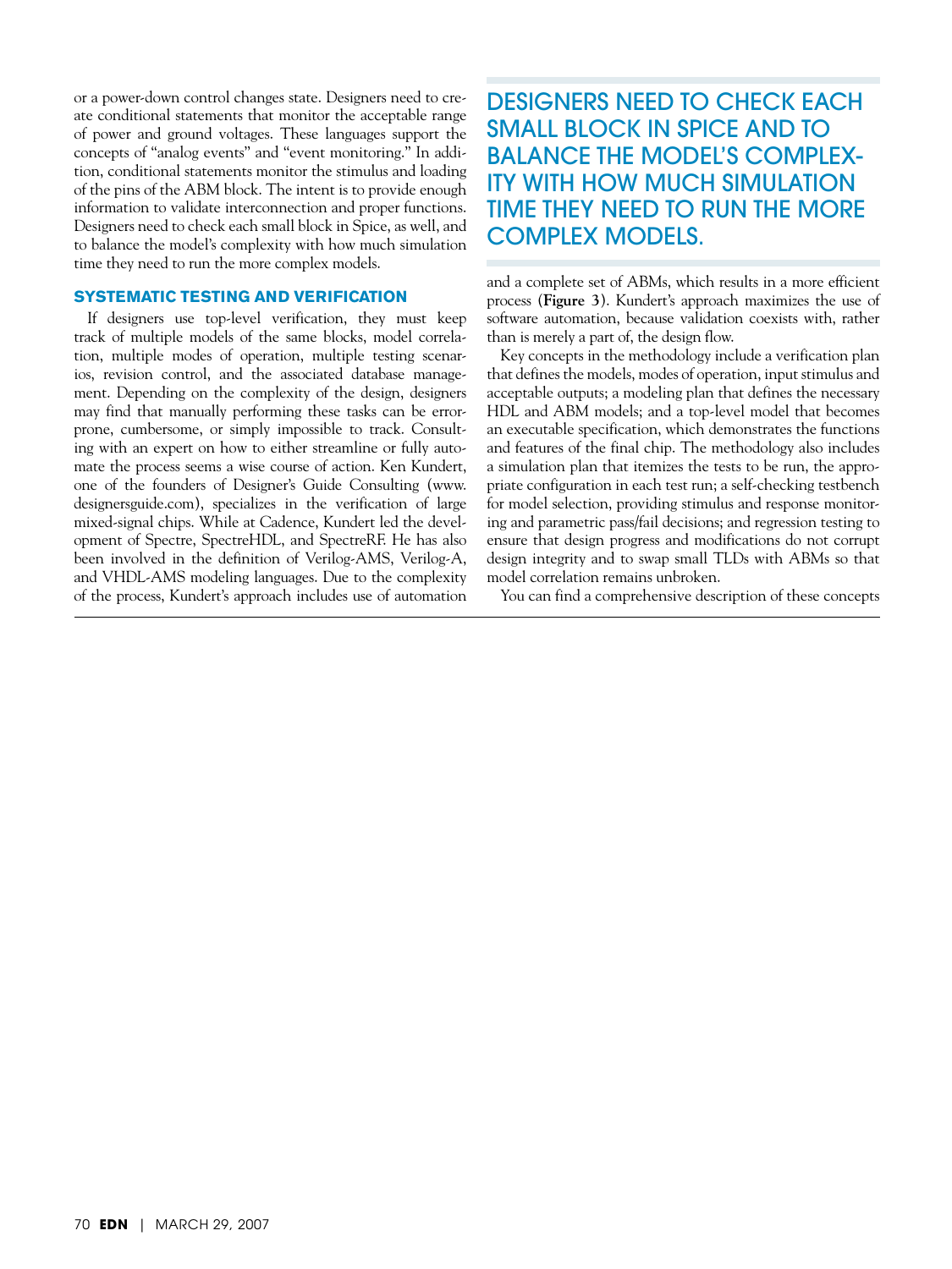or a power-down control changes state. Designers need to create conditional statements that monitor the acceptable range of power and ground voltages. These languages support the concepts of "analog events" and "event monitoring." In addition, conditional statements monitor the stimulus and loading of the pins of the ABM block. The intent is to provide enough information to validate interconnection and proper functions. Designers need to check each small block in Spice, as well, and to balance the model's complexity with how much simulation time they need to run the more complex models.

## SYSTEMATIC TESTING AND VERIFICATION

If designers use top-level verification, they must keep track of multiple models of the same blocks, model correlation, multiple modes of operation, multiple testing scenarios, revision control, and the associated database management. Depending on the complexity of the design, designers may find that manually performing these tasks can be error-prone, cumbersome, or simply impossible to track. Consulting with an expert on how to either streamline or fully automate the process seems a wise course of action. Ken Kundert, one of the founders of Designer's Guide Consulting (www.designersguide.com), specializes in the verification of large mixed-signal chips. While at Cadence, Kundert led the development of Spectre, SpectreHDL, and SpectreRF. He has also been involved in the definition of Verilog-AMS, Verilog-A, and VHDL-AMS modeling languages. Due to the complexity of the process, Kundert's approach includes use of automation and a complete set of ABMs, which results in a more efficient process (**Figure 3**). Kundert's approach maximizes the use of software automation, because validation coexists with, rather than is merely a part of, the design flow.

DESIGNERS NEED TO CHECK EACH SMALL BLOCK IN SPICE AND TO BALANCE THE MODEL'S COMPLEXITY WITH HOW MUCH SIMULATION TIME THEY NEED TO RUN THE MORE COMPLEX MODELS.

Key concepts in the methodology include a verification plan that defines the models, modes of operation, input stimulus and acceptable outputs; a modeling plan that defines the necessary HDL and ABM models; and a top-level model that becomes an executable specification, which demonstrates the functions and features of the final chip. The methodology also includes a simulation plan that itemizes the tests to be run, the appropriate configuration in each test run; a self-checking testbench for model selection, providing stimulus and response monitoring and parametric pass/fail decisions; and regression testing to ensure that design progress and modifications do not corrupt design integrity and to swap small TLDs with ABMs so that model correlation remains unbroken.

You can find a comprehensive description of these concepts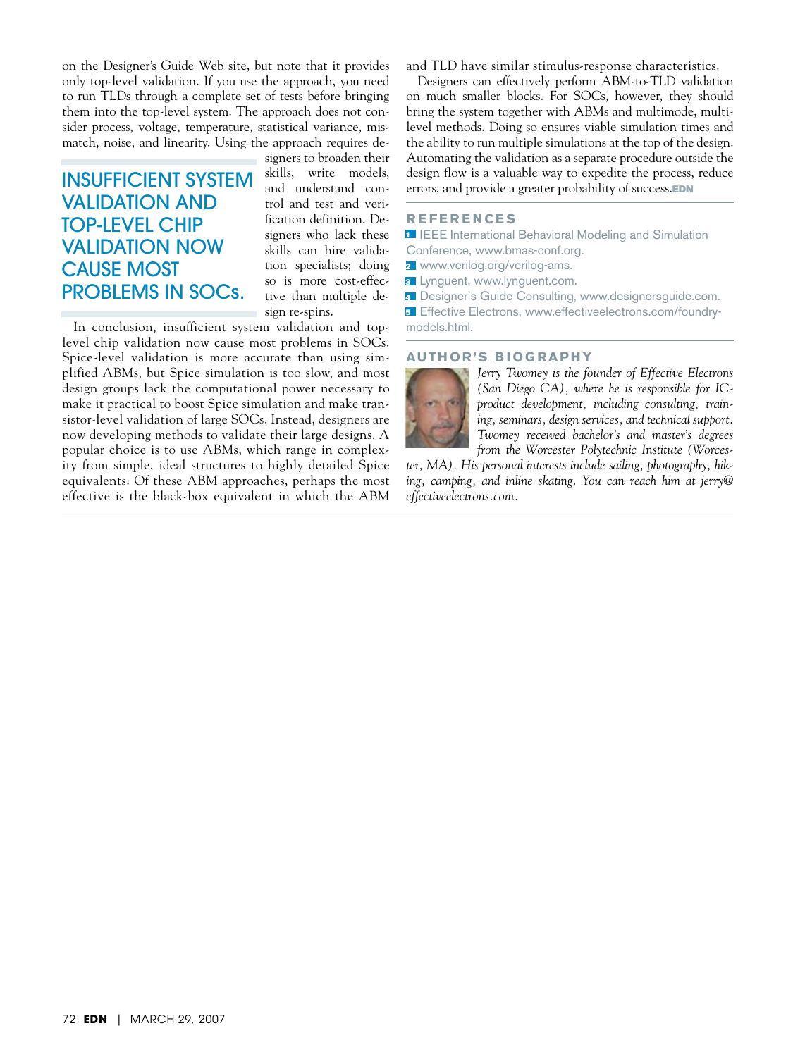on the Designer's Guide Web site, but note that it provides only top-level validation. If you use the approach, you need to run TLDs through a complete set of tests before bringing them into the top-level system. The approach does not consider process, voltage, temperature, statistical variance, mismatch, noise, and linearity. Using the approach requires designers to broaden their skills, write models, and understand control and test and verification definition. Designers who lack these skills can hire validation specialists; doing so is more cost-effective than multiple design re-spins.

**INSUFFICIENT SYSTEM VALIDATION AND TOP-LEVEL CHIP VALIDATION NOW CAUSE MOST PROBLEMS IN SOCs.**

In conclusion, insufficient system validation and top-level chip validation now cause most problems in SOCs. Spice-level validation is more accurate than using simplified ABMs, but Spice simulation is too slow, and most design groups lack the computational power necessary to make it practical to boost Spice simulation and make transistor-level validation of large SOCs. Instead, designers are now developing methods to validate their large designs. A popular choice is to use ABMs, which range in complexity from simple, ideal structures to highly detailed Spice equivalents. Of these ABM approaches, perhaps the most effective is the black-box equivalent in which the ABM and TLD have similar stimulus-response characteristics.

Designers can effectively perform ABM-to-TLD validation on much smaller blocks. For SOCs, however, they should bring the system together with ABMs and multimode, multilevel methods. Doing so ensures viable simulation times and the ability to run multiple simulations at the top of the design. Automating the validation as a separate procedure outside the design flow is a valuable way to expedite the process, reduce errors, and provide a greater probability of success.

## REFERENCES

1. IEEE International Behavioral Modeling and Simulation Conference, www.bmas-conf.org.
2. www.verilog.org/verilog-ams.
3. Lynguent, www.lynguent.com.
4. Designer's Guide Consulting, www.designersguide.com.
5. Effective Electrons, www.effectiveelectrons.com/foundry-models.html.

## AUTHOR'S BIOGRAPHY

*Jerry Twomey is the founder of Effective Electrons (San Diego CA), where he is responsible for IC-product development, including consulting, training, seminars, design services, and technical support. Twomey received bachelor's and master's degrees from the Worcester Polytechnic Institute (Worcester, MA). His personal interests include sailing, photography, hiking, camping, and inline skating. You can reach him at jerry@effectiveelectrons.com.*